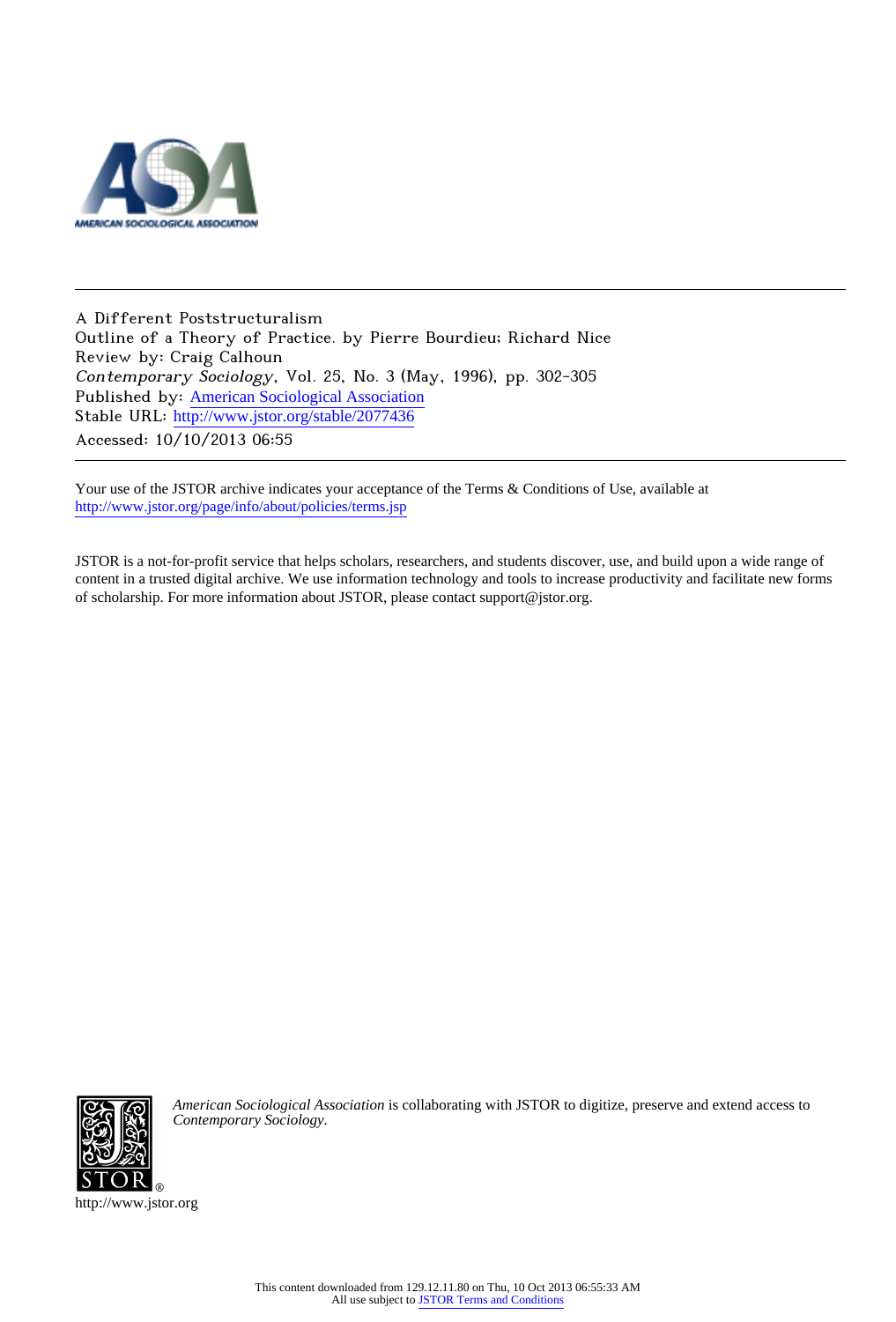A Different Poststructuralism

Outline of a Theory of Practice. by Pierre Bourdieu; Richard Nice

Review by: Craig Calhoun

*Contemporary Sociology*, Vol. 25, No. 3 (May, 1996), pp. 302-305

Published by: American Sociological Association

Stable URL: http://www.jstor.org/stable/2077436

Accessed: 10/10/2013 06:55

Your use of the JSTOR archive indicates your acceptance of the Terms & Conditions of Use, available at http://www.jstor.org/page/info/about/policies/terms.jsp

JSTOR is a not-for-profit service that helps scholars, researchers, and students discover, use, and build upon a wide range of content in a trusted digital archive. We use information technology and tools to increase productivity and facilitate new forms of scholarship. For more information about JSTOR, please contact support@jstor.org.

*American Sociological Association* is collaborating with JSTOR to digitize, preserve and extend access to *Contemporary Sociology*.

http://www.jstor.org

This content downloaded from 129.12.11.80 on Thu, 10 Oct 2013 06:55:33 AM
All use subject to JSTOR Terms and Conditions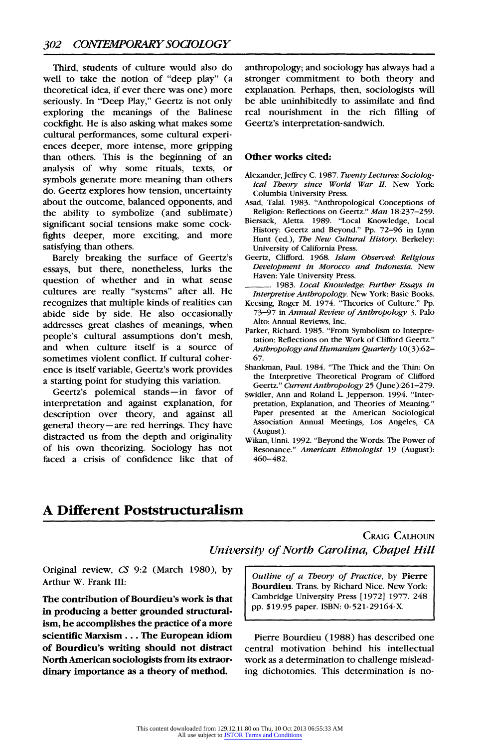Third, students of culture would also do well to take the notion of "deep play" (a theoretical idea, if ever there was one) more seriously. In "Deep Play," Geertz is not only exploring the meanings of the Balinese cockfight. He is also asking what makes some cultural performances, some cultural experiences deeper, more intense, more gripping than others. This is the beginning of an analysis of why some rituals, texts, or symbols generate more meaning than others do. Geertz explores how tension, uncertainty about the outcome, balanced opponents, and the ability to symbolize (and sublimate) significant social tensions make some cockfights deeper, more exciting, and more satisfying than others.

Barely breaking the surface of Geertz's essays, but there, nonetheless, lurks the question of whether and in what sense cultures are really "systems" after all. He recognizes that multiple kinds of realities can abide side by side. He also occasionally addresses great clashes of meanings, when people's cultural assumptions don't mesh, and when culture itself is a source of sometimes violent conflict. If cultural coherence is itself variable, Geertz's work provides a starting point for studying this variation.

Geertz's polemical stands—in favor of interpretation and against explanation, for description over theory, and against all general theory—are red herrings. They have distracted us from the depth and originality of his own theorizing. Sociology has not faced a crisis of confidence like that of anthropology; and sociology has always had a stronger commitment to both theory and explanation. Perhaps, then, sociologists will be able uninhibitedly to assimilate and find real nourishment in the rich filling of Geertz's interpretation-sandwich.

### Other works cited:

Alexander, Jeffrey C. 1987. *Twenty Lectures: Sociological Theory since World War II.* New York: Columbia University Press.

Asad, Talal. 1983. "Anthropological Conceptions of Religion: Reflections on Geertz." *Man* 18:237–259.

Biersack, Aletta. 1989. "Local Knowledge, Local History: Geertz and Beyond." Pp. 72–96 in Lynn Hunt (ed.), *The New Cultural History.* Berkeley: University of California Press.

Geertz, Clifford. 1968. *Islam Observed: Religious Development in Morocco and Indonesia.* New Haven: Yale University Press.

———. 1983. *Local Knowledge: Further Essays in Interpretive Anthropology.* New York: Basic Books.

Keesing, Roger M. 1974. "Theories of Culture." Pp. 73–97 in *Annual Review of Anthropology* 3. Palo Alto: Annual Reviews, Inc.

Parker, Richard. 1985. "From Symbolism to Interpretation: Reflections on the Work of Clifford Geertz." *Anthropology and Humanism Quarterly* 10(3):62–67.

Shankman, Paul. 1984. "The Thick and the Thin: On the Interpretive Theoretical Program of Clifford Geertz." *Current Anthropology* 25 (June):261–279.

Swidler, Ann and Roland L. Jepperson. 1994. "Interpretation, Explanation, and Theories of Meaning." Paper presented at the American Sociological Association Annual Meetings, Los Angeles, CA (August).

Wikan, Unni. 1992. "Beyond the Words: The Power of Resonance." *American Ethnologist* 19 (August): 460–482.

# A Different Poststructuralism

CRAIG CALHOUN
*University of North Carolina, Chapel Hill*

*Outline of a Theory of Practice*, by **Pierre Bourdieu**. Trans. by Richard Nice. New York: Cambridge University Press [1972] 1977. 248 pp. $19.95 paper. ISBN: 0-521-29164-X.

Original review, *CS* 9:2 (March 1980), by Arthur W. Frank III:

**The contribution of Bourdieu's work is that in producing a better grounded structuralism, he accomplishes the practice of a more scientific Marxism . . . The European idiom of Bourdieu's writing should not distract North American sociologists from its extraordinary importance as a theory of method.**

Pierre Bourdieu (1988) has described one central motivation behind his intellectual work as a determination to challenge misleading dichotomies. This determination is no-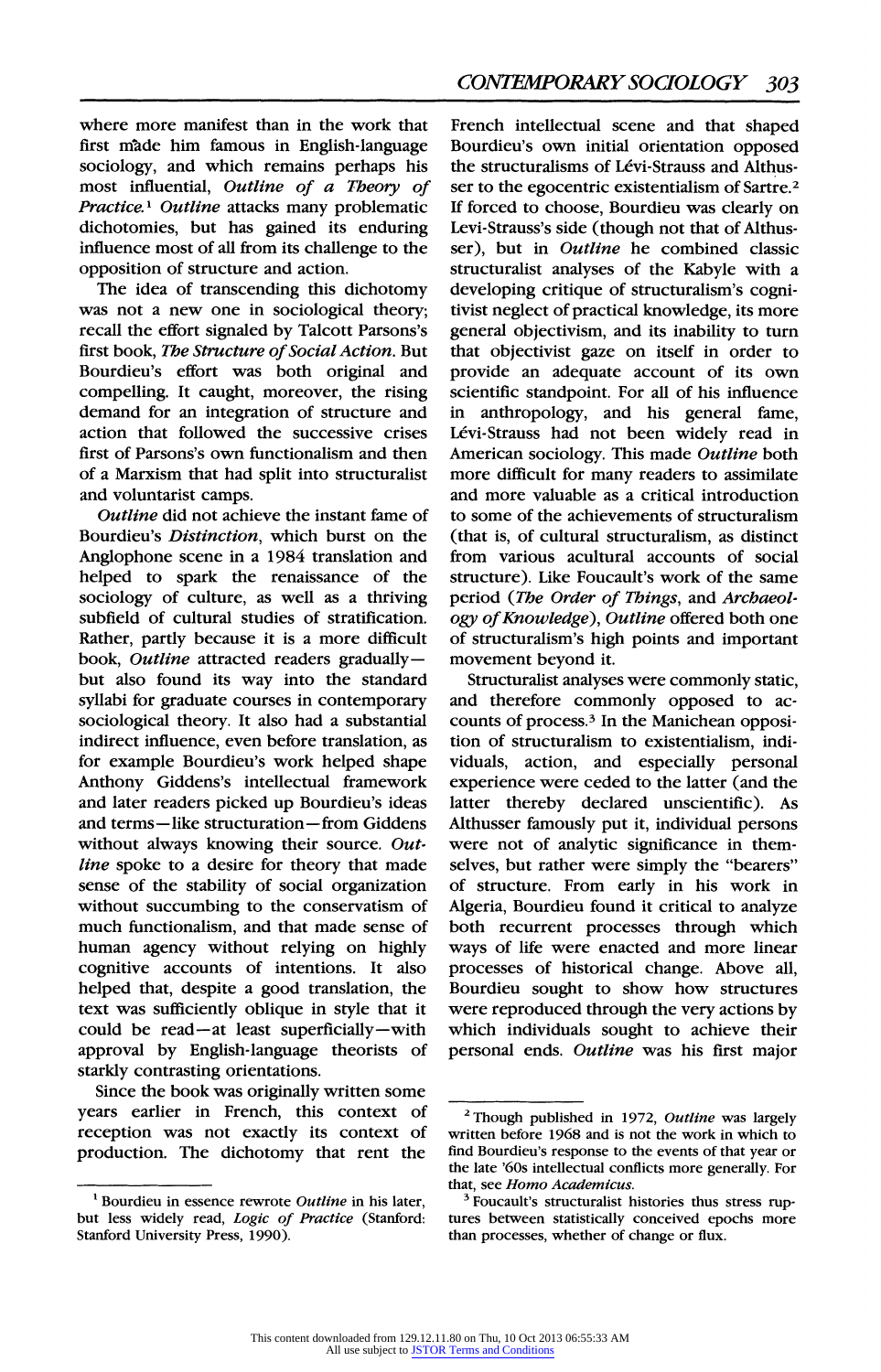where more manifest than in the work that first made him famous in English-language sociology, and which remains perhaps his most influential, *Outline of a Theory of Practice*.[1] *Outline* attacks many problematic dichotomies, but has gained its enduring influence most of all from its challenge to the opposition of structure and action.

The idea of transcending this dichotomy was not a new one in sociological theory; recall the effort signaled by Talcott Parsons's first book, *The Structure of Social Action*. But Bourdieu's effort was both original and compelling. It caught, moreover, the rising demand for an integration of structure and action that followed the successive crises first of Parsons's own functionalism and then of a Marxism that had split into structuralist and voluntarist camps.

*Outline* did not achieve the instant fame of Bourdieu's *Distinction*, which burst on the Anglophone scene in a 1984 translation and helped to spark the renaissance of the sociology of culture, as well as a thriving subfield of cultural studies of stratification. Rather, partly because it is a more difficult book, *Outline* attracted readers gradually—but also found its way into the standard syllabi for graduate courses in contemporary sociological theory. It also had a substantial indirect influence, even before translation, as for example Bourdieu's work helped shape Anthony Giddens's intellectual framework and later readers picked up Bourdieu's ideas and terms—like structuration—from Giddens without always knowing their source. *Outline* spoke to a desire for theory that made sense of the stability of social organization without succumbing to the conservatism of much functionalism, and that made sense of human agency without relying on highly cognitive accounts of intentions. It also helped that, despite a good translation, the text was sufficiently oblique in style that it could be read—at least superficially—with approval by English-language theorists of starkly contrasting orientations.

Since the book was originally written some years earlier in French, this context of reception was not exactly its context of production. The dichotomy that rent the French intellectual scene and that shaped Bourdieu's own initial orientation opposed the structuralisms of Lévi-Strauss and Althusser to the egocentric existentialism of Sartre.[2] If forced to choose, Bourdieu was clearly on Levi-Strauss's side (though not that of Althusser), but in *Outline* he combined classic structuralist analyses of the Kabyle with a developing critique of structuralism's cognitivist neglect of practical knowledge, its more general objectivism, and its inability to turn that objectivist gaze on itself in order to provide an adequate account of its own scientific standpoint. For all of his influence in anthropology, and his general fame, Lévi-Strauss had not been widely read in American sociology. This made *Outline* both more difficult for many readers to assimilate and more valuable as a critical introduction to some of the achievements of structuralism (that is, of cultural structuralism, as distinct from various acultural accounts of social structure). Like Foucault's work of the same period (*The Order of Things*, and *Archaeology of Knowledge*), *Outline* offered both one of structuralism's high points and important movement beyond it.

Structuralist analyses were commonly static, and therefore commonly opposed to accounts of process.[3] In the Manichean opposition of structuralism to existentialism, individuals, action, and especially personal experience were ceded to the latter (and the latter thereby declared unscientific). As Althusser famously put it, individual persons were not of analytic significance in themselves, but rather were simply the "bearers" of structure. From early in his work in Algeria, Bourdieu found it critical to analyze both recurrent processes through which ways of life were enacted and more linear processes of historical change. Above all, Bourdieu sought to show how structures were reproduced through the very actions by which individuals sought to achieve their personal ends. *Outline* was his first major

---

[1] Bourdieu in essence rewrote *Outline* in his later, but less widely read, *Logic of Practice* (Stanford: Stanford University Press, 1990).

[2] Though published in 1972, *Outline* was largely written before 1968 and is not the work in which to find Bourdieu's response to the events of that year or the late '60s intellectual conflicts more generally. For that, see *Homo Academicus*.

[3] Foucault's structuralist histories thus stress ruptures between statistically conceived epochs more than processes, whether of change or flux.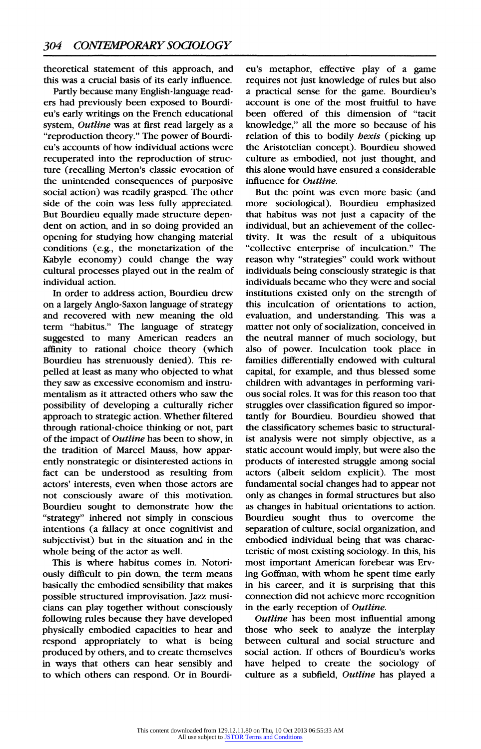theoretical statement of this approach, and this was a crucial basis of its early influence.

Partly because many English-language readers had previously been exposed to Bourdieu's early writings on the French educational system, *Outline* was at first read largely as a "reproduction theory." The power of Bourdieu's accounts of how individual actions were recuperated into the reproduction of structure (recalling Merton's classic evocation of the unintended consequences of purposive social action) was readily grasped. The other side of the coin was less fully appreciated. But Bourdieu equally made structure dependent on action, and in so doing provided an opening for studying how changing material conditions (e.g., the monetarization of the Kabyle economy) could change the way cultural processes played out in the realm of individual action.

In order to address action, Bourdieu drew on a largely Anglo-Saxon language of strategy and recovered with new meaning the old term "habitus." The language of strategy suggested to many American readers an affinity to rational choice theory (which Bourdieu has strenuously denied). This repelled at least as many who objected to what they saw as excessive economism and instrumentalism as it attracted others who saw the possibility of developing a culturally richer approach to strategic action. Whether filtered through rational-choice thinking or not, part of the impact of *Outline* has been to show, in the tradition of Marcel Mauss, how apparently nonstrategic or disinterested actions in fact can be understood as resulting from actors' interests, even when those actors are not consciously aware of this motivation. Bourdieu sought to demonstrate how the "strategy" inhered not simply in conscious intentions (a fallacy at once cognitivist and subjectivist) but in the situation and in the whole being of the actor as well.

This is where habitus comes in. Notoriously difficult to pin down, the term means basically the embodied sensibility that makes possible structured improvisation. Jazz musicians can play together without consciously following rules because they have developed physically embodied capacities to hear and respond appropriately to what is being produced by others, and to create themselves in ways that others can hear sensibly and to which others can respond. Or in Bourdieu's metaphor, effective play of a game requires not just knowledge of rules but also a practical sense for the game. Bourdieu's account is one of the most fruitful to have been offered of this dimension of "tacit knowledge," all the more so because of his relation of this to bodily *hexis* (picking up the Aristotelian concept). Bourdieu showed culture as embodied, not just thought, and this alone would have ensured a considerable influence for *Outline*.

But the point was even more basic (and more sociological). Bourdieu emphasized that habitus was not just a capacity of the individual, but an achievement of the collectivity. It was the result of a ubiquitous "collective enterprise of inculcation." The reason why "strategies" could work without individuals being consciously strategic is that individuals became who they were and social institutions existed only on the strength of this inculcation of orientations to action, evaluation, and understanding. This was a matter not only of socialization, conceived in the neutral manner of much sociology, but also of power. Inculcation took place in families differentially endowed with cultural capital, for example, and thus blessed some children with advantages in performing various social roles. It was for this reason too that struggles over classification figured so importantly for Bourdieu. Bourdieu showed that the classificatory schemes basic to structuralist analysis were not simply objective, as a static account would imply, but were also the products of interested struggle among social actors (albeit seldom explicit). The most fundamental social changes had to appear not only as changes in formal structures but also as changes in habitual orientations to action. Bourdieu sought thus to overcome the separation of culture, social organization, and embodied individual being that was characteristic of most existing sociology. In this, his most important American forebear was Erving Goffman, with whom he spent time early in his career, and it is surprising that this connection did not achieve more recognition in the early reception of *Outline*.

*Outline* has been most influential among those who seek to analyze the interplay between cultural and social structure and social action. If others of Bourdieu's works have helped to create the sociology of culture as a subfield, *Outline* has played a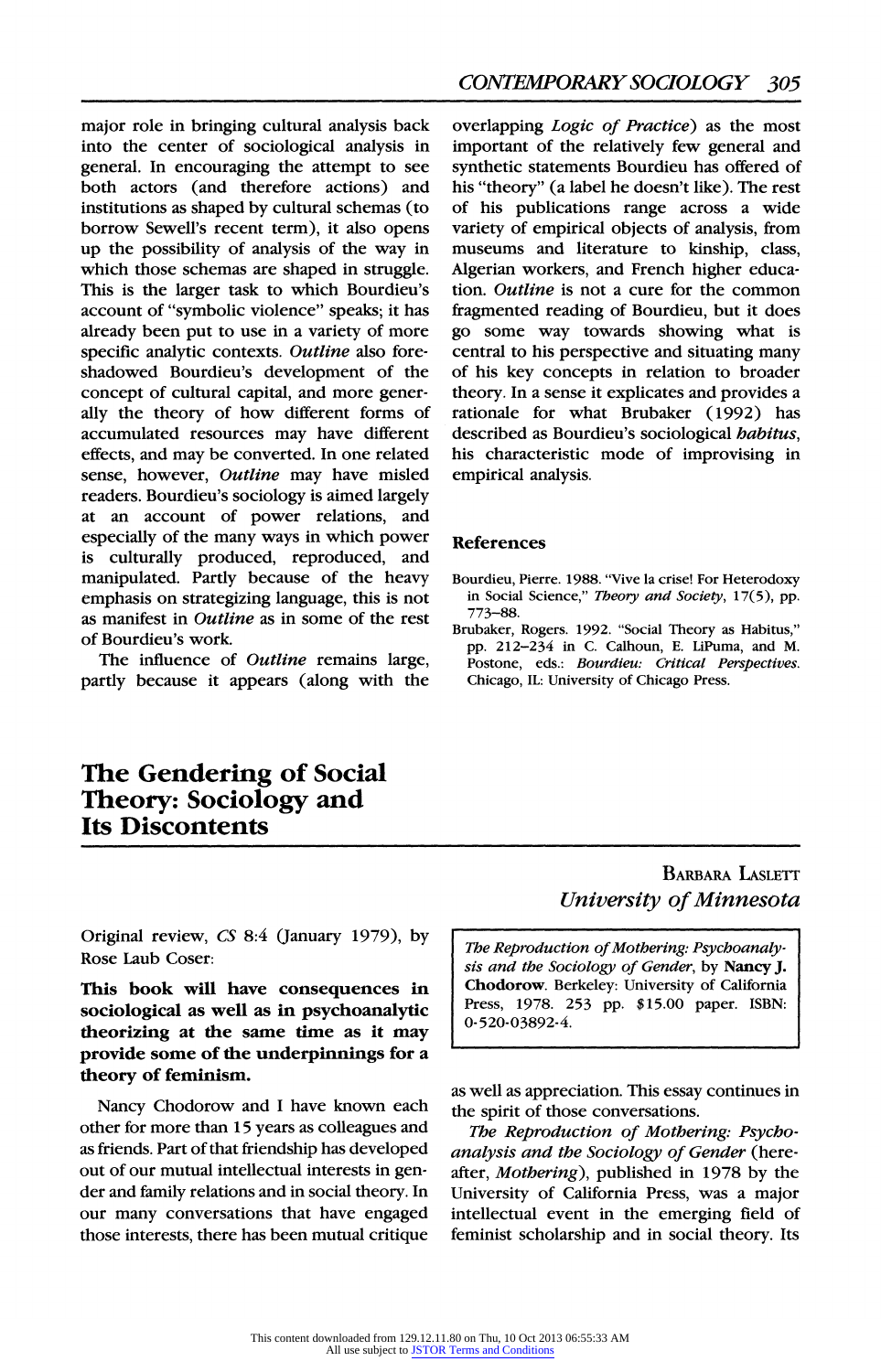major role in bringing cultural analysis back into the center of sociological analysis in general. In encouraging the attempt to see both actors (and therefore actions) and institutions as shaped by cultural schemas (to borrow Sewell's recent term), it also opens up the possibility of analysis of the way in which those schemas are shaped in struggle. This is the larger task to which Bourdieu's account of "symbolic violence" speaks; it has already been put to use in a variety of more specific analytic contexts. *Outline* also foreshadowed Bourdieu's development of the concept of cultural capital, and more generally the theory of how different forms of accumulated resources may have different effects, and may be converted. In one related sense, however, *Outline* may have misled readers. Bourdieu's sociology is aimed largely at an account of power relations, and especially of the many ways in which power is culturally produced, reproduced, and manipulated. Partly because of the heavy emphasis on strategizing language, this is not as manifest in *Outline* as in some of the rest of Bourdieu's work.

The influence of *Outline* remains large, partly because it appears (along with the overlapping *Logic of Practice*) as the most important of the relatively few general and synthetic statements Bourdieu has offered of his "theory" (a label he doesn't like). The rest of his publications range across a wide variety of empirical objects of analysis, from museums and literature to kinship, class, Algerian workers, and French higher education. *Outline* is not a cure for the common fragmented reading of Bourdieu, but it does go some way towards showing what is central to his perspective and situating many of his key concepts in relation to broader theory. In a sense it explicates and provides a rationale for what Brubaker (1992) has described as Bourdieu's sociological ***habitus***, his characteristic mode of improvising in empirical analysis.

### References

Bourdieu, Pierre. 1988. "Vive la crise! For Heterodoxy in Social Science," *Theory and Society*, 17(5), pp. 773–88.

Brubaker, Rogers. 1992. "Social Theory as Habitus," pp. 212–234 in C. Calhoun, E. LiPuma, and M. Postone, eds.: *Bourdieu: Critical Perspectives*. Chicago, IL: University of Chicago Press.

# The Gendering of Social Theory: Sociology and Its Discontents

BARBARA LASLETT
*University of Minnesota*

*The Reproduction of Mothering: Psychoanalysis and the Sociology of Gender*, by **Nancy J. Chodorow**. Berkeley: University of California Press, 1978. 253 pp. $15.00 paper. ISBN: 0-520-03892-4.

Original review, *CS* 8:4 (January 1979), by Rose Laub Coser:

**This book will have consequences in sociological as well as in psychoanalytic theorizing at the same time as it may provide some of the underpinnings for a theory of feminism.**

Nancy Chodorow and I have known each other for more than 15 years as colleagues and as friends. Part of that friendship has developed out of our mutual intellectual interests in gender and family relations and in social theory. In our many conversations that have engaged those interests, there has been mutual critique as well as appreciation. This essay continues in the spirit of those conversations.

*The Reproduction of Mothering: Psychoanalysis and the Sociology of Gender* (hereafter, *Mothering*), published in 1978 by the University of California Press, was a major intellectual event in the emerging field of feminist scholarship and in social theory. Its